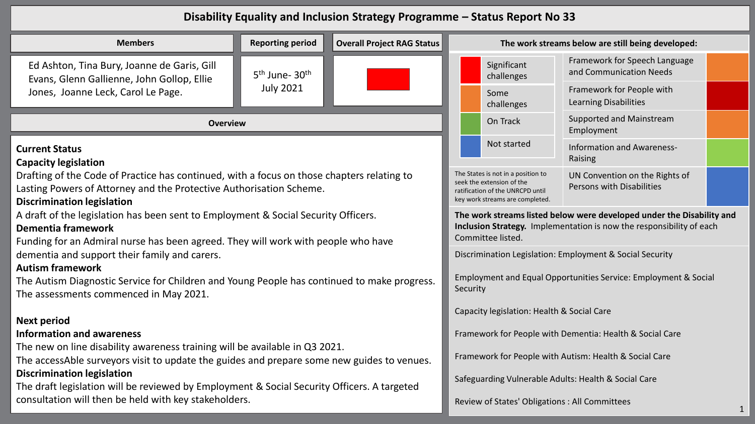# Disability Equality and Inclusion Strategy Programme – Status Report No 33

| Members | Reporting period | Overall Project RAG Status |
| --- | --- | --- |
| Ed Ashton, Tina Bury, Joanne de Garis, Gill Evans, Glenn Gallienne, John Gollop, Ellie Jones, Joanne Leck, Carol Le Page. | 5th June- 30th July 2021 | Red |

## Overview

**Current Status**

**Capacity legislation**

Drafting of the Code of Practice has continued, with a focus on those chapters relating to Lasting Powers of Attorney and the Protective Authorisation Scheme.

**Discrimination legislation**

A draft of the legislation has been sent to Employment & Social Security Officers.

**Dementia framework**

Funding for an Admiral nurse has been agreed. They will work with people who have dementia and support their family and carers.

**Autism framework**

The Autism Diagnostic Service for Children and Young People has continued to make progress. The assessments commenced in May 2021.

**Next period**

**Information and awareness**

The new on line disability awareness training will be available in Q3 2021.

The accessAble surveyors visit to update the guides and prepare some new guides to venues.

**Discrimination legislation**

The draft legislation will be reviewed by Employment & Social Security Officers. A targeted consultation will then be held with key stakeholders.

## The work streams below are still being developed:

| Key | |
| --- | --- |
| Red | Significant challenges |
| Orange | Some challenges |
| Green | On Track |
| Blue | Not started |

The States is not in a position to seek the extension of the ratification of the UNRCPD until key work streams are completed.

| Work stream | Status |
| --- | --- |
| Framework for Speech Language and Communication Needs | Some challenges (orange) |
| Framework for People with Learning Disabilities | Significant challenges (red) |
| Supported and Mainstream Employment | Some challenges (orange) |
| Information and Awareness-Raising | On Track (green) |
| UN Convention on the Rights of Persons with Disabilities | Not started (blue) |

**The work streams listed below were developed under the Disability and Inclusion Strategy.** Implementation is now the responsibility of each Committee listed.

- Discrimination Legislation: Employment & Social Security
- Employment and Equal Opportunities Service: Employment & Social Security
- Capacity legislation: Health & Social Care
- Framework for People with Dementia: Health & Social Care
- Framework for People with Autism: Health & Social Care
- Safeguarding Vulnerable Adults: Health & Social Care
- Review of States' Obligations : All Committees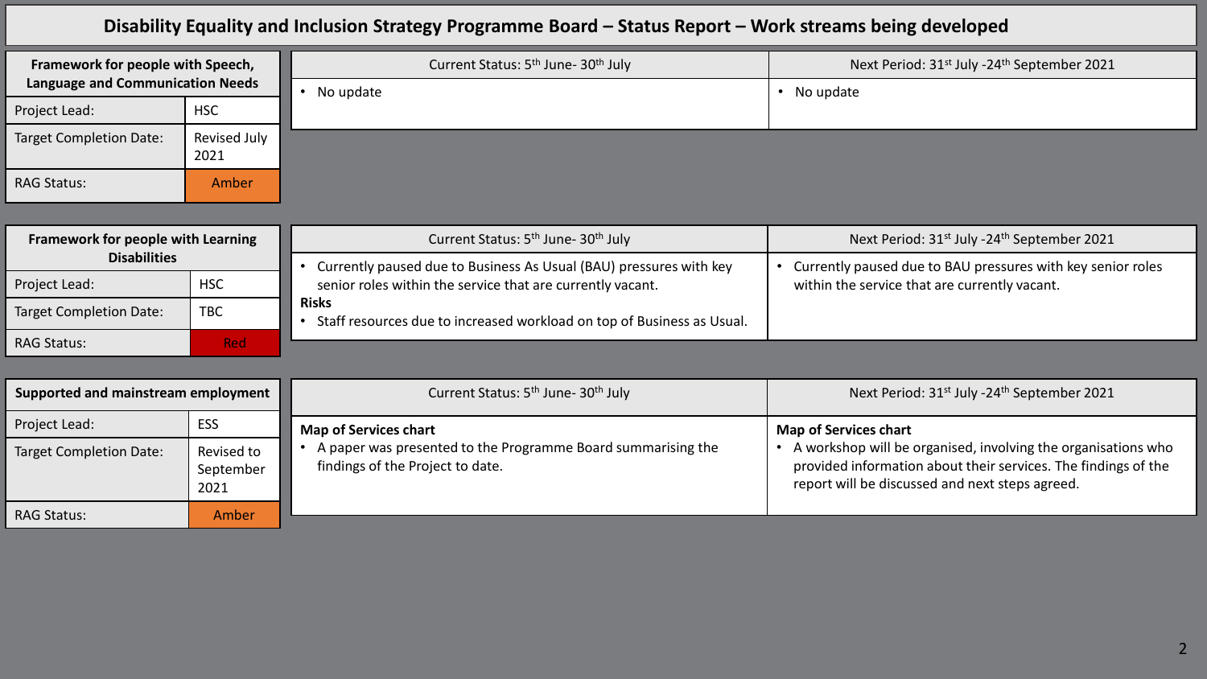# Disability Equality and Inclusion Strategy Programme Board – Status Report – Work streams being developed

| Framework for people with Speech, Language and Communication Needs | |
|---|---|
| Project Lead: | HSC |
| Target Completion Date: | Revised July 2021 |
| RAG Status: | Amber |

| Current Status: 5th June- 30th July | Next Period: 31st July -24th September 2021 |
|---|---|
| • No update | • No update |

| Framework for people with Learning Disabilities | |
|---|---|
| Project Lead: | HSC |
| Target Completion Date: | TBC |
| RAG Status: | Red |

| Current Status: 5th June- 30th July | Next Period: 31st July -24th September 2021 |
|---|---|
| • Currently paused due to Business As Usual (BAU) pressures with key senior roles within the service that are currently vacant.<br>**Risks**<br>• Staff resources due to increased workload on top of Business as Usual. | • Currently paused due to BAU pressures with key senior roles within the service that are currently vacant. |

| Supported and mainstream employment | |
|---|---|
| Project Lead: | ESS |
| Target Completion Date: | Revised to September 2021 |
| RAG Status: | Amber |

| Current Status: 5th June- 30th July | Next Period: 31st July -24th September 2021 |
|---|---|
| **Map of Services chart**<br>• A paper was presented to the Programme Board summarising the findings of the Project to date. | **Map of Services chart**<br>• A workshop will be organised, involving the organisations who provided information about their services. The findings of the report will be discussed and next steps agreed. |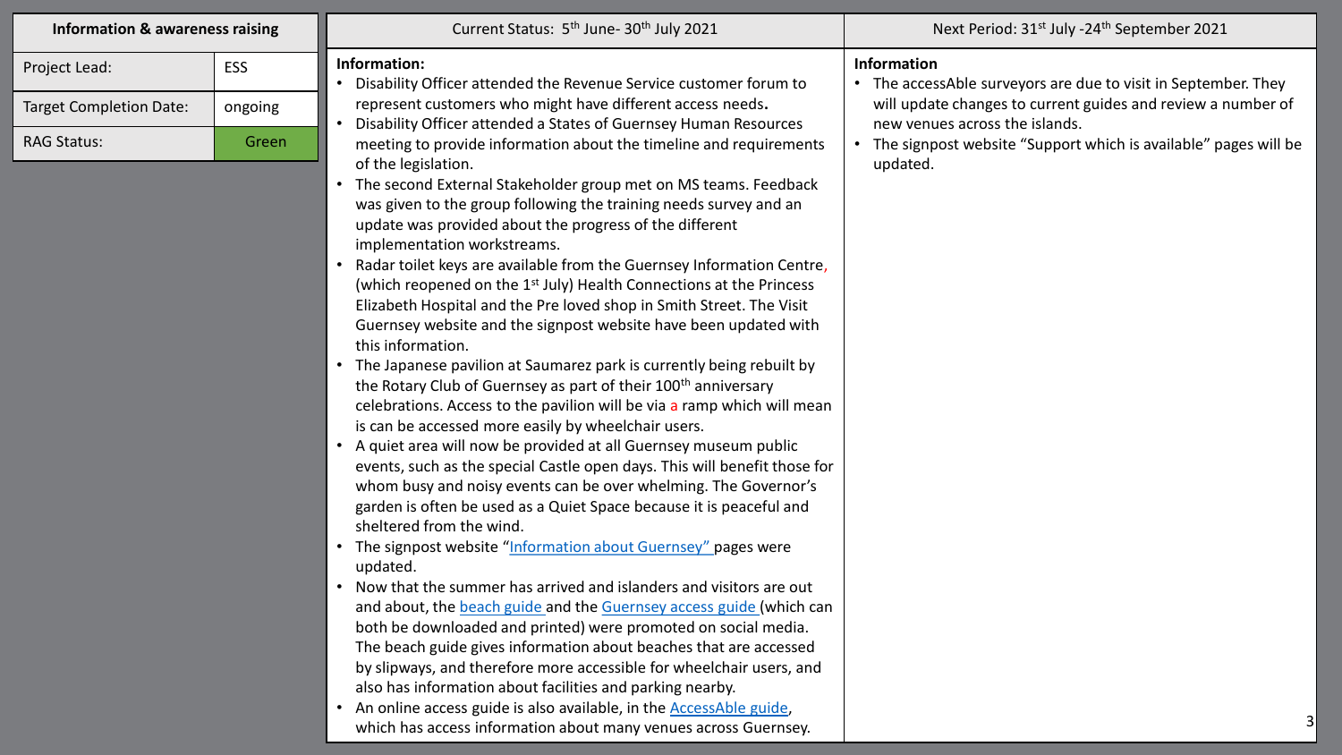| Information & awareness raising | |
|---|---|
| Project Lead: | ESS |
| Target Completion Date: | ongoing |
| RAG Status: | Green |

| Current Status: 5th June- 30th July 2021 | Next Period: 31st July -24th September 2021 |
|---|---|
| **Information:**<br>• Disability Officer attended the Revenue Service customer forum to represent customers who might have different access needs**.**<br>• Disability Officer attended a States of Guernsey Human Resources meeting to provide information about the timeline and requirements of the legislation.<br>• The second External Stakeholder group met on MS teams. Feedback was given to the group following the training needs survey and an update was provided about the progress of the different implementation workstreams.<br>• Radar toilet keys are available from the Guernsey Information Centre, (which reopened on the 1st July) Health Connections at the Princess Elizabeth Hospital and the Pre loved shop in Smith Street. The Visit Guernsey website and the signpost website have been updated with this information.<br>• The Japanese pavilion at Saumarez park is currently being rebuilt by the Rotary Club of Guernsey as part of their 100th anniversary celebrations. Access to the pavilion will be via a ramp which will mean is can be accessed more easily by wheelchair users.<br>• A quiet area will now be provided at all Guernsey museum public events, such as the special Castle open days. This will benefit those for whom busy and noisy events can be over whelming. The Governor's garden is often be used as a Quiet Space because it is peaceful and sheltered from the wind.<br>• The signpost website "Information about Guernsey" pages were updated.<br>• Now that the summer has arrived and islanders and visitors are out and about, the beach guide and the Guernsey access guide (which can both be downloaded and printed) were promoted on social media. The beach guide gives information about beaches that are accessed by slipways, and therefore more accessible for wheelchair users, and also has information about facilities and parking nearby.<br>• An online access guide is also available, in the AccessAble guide, which has access information about many venues across Guernsey. | **Information**<br>• The accessAble surveyors are due to visit in September. They will update changes to current guides and review a number of new venues across the islands.<br>• The signpost website "Support which is available" pages will be updated. |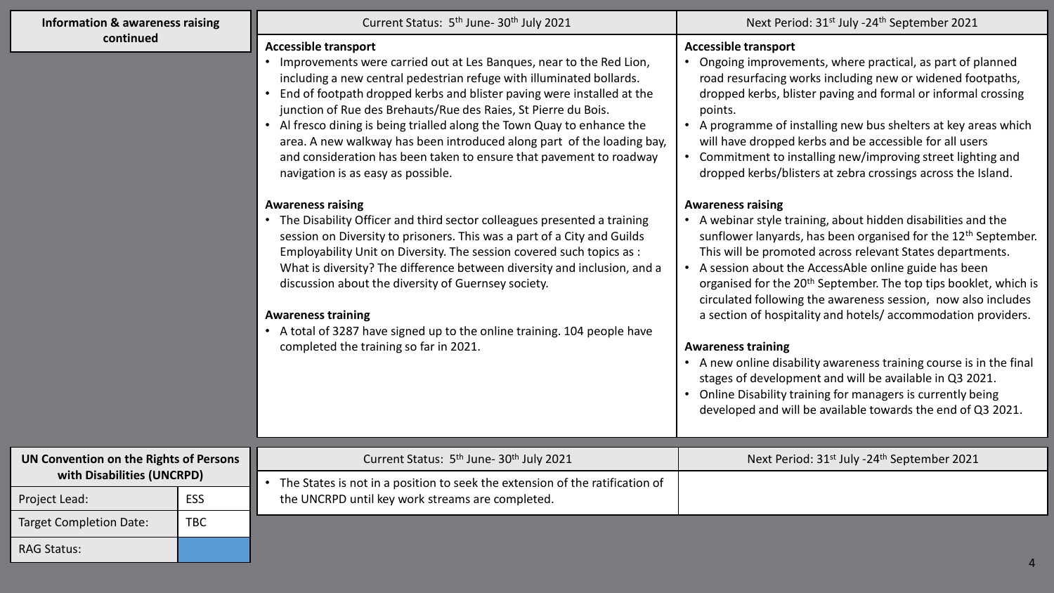## Information & awareness raising continued

| Current Status: 5th June- 30th July 2021 | Next Period: 31st July -24th September 2021 |
|---|---|
| **Accessible transport**<br>• Improvements were carried out at Les Banques, near to the Red Lion, including a new central pedestrian refuge with illuminated bollards.<br>• End of footpath dropped kerbs and blister paving were installed at the junction of Rue des Brehauts/Rue des Raies, St Pierre du Bois.<br>• Al fresco dining is being trialled along the Town Quay to enhance the area. A new walkway has been introduced along part of the loading bay, and consideration has been taken to ensure that pavement to roadway navigation is as easy as possible.<br><br>**Awareness raising**<br>• The Disability Officer and third sector colleagues presented a training session on Diversity to prisoners. This was a part of a City and Guilds Employability Unit on Diversity. The session covered such topics as : What is diversity? The difference between diversity and inclusion, and a discussion about the diversity of Guernsey society.<br><br>**Awareness training**<br>• A total of 3287 have signed up to the online training. 104 people have completed the training so far in 2021. | **Accessible transport**<br>• Ongoing improvements, where practical, as part of planned road resurfacing works including new or widened footpaths, dropped kerbs, blister paving and formal or informal crossing points.<br>• A programme of installing new bus shelters at key areas which will have dropped kerbs and be accessible for all users<br>• Commitment to installing new/improving street lighting and dropped kerbs/blisters at zebra crossings across the Island.<br><br>**Awareness raising**<br>• A webinar style training, about hidden disabilities and the sunflower lanyards, has been organised for the 12th September. This will be promoted across relevant States departments.<br>• A session about the AccessAble online guide has been organised for the 20th September. The top tips booklet, which is circulated following the awareness session, now also includes a section of hospitality and hotels/ accommodation providers.<br><br>**Awareness training**<br>• A new online disability awareness training course is in the final stages of development and will be available in Q3 2021.<br>• Online Disability training for managers is currently being developed and will be available towards the end of Q3 2021. |

## UN Convention on the Rights of Persons with Disabilities (UNCRPD)

| | |
|---|---|
| Project Lead: | ESS |
| Target Completion Date: | TBC |
| RAG Status: | |

| Current Status: 5th June- 30th July 2021 | Next Period: 31st July -24th September 2021 |
|---|---|
| • The States is not in a position to seek the extension of the ratification of the UNCRPD until key work streams are completed. | |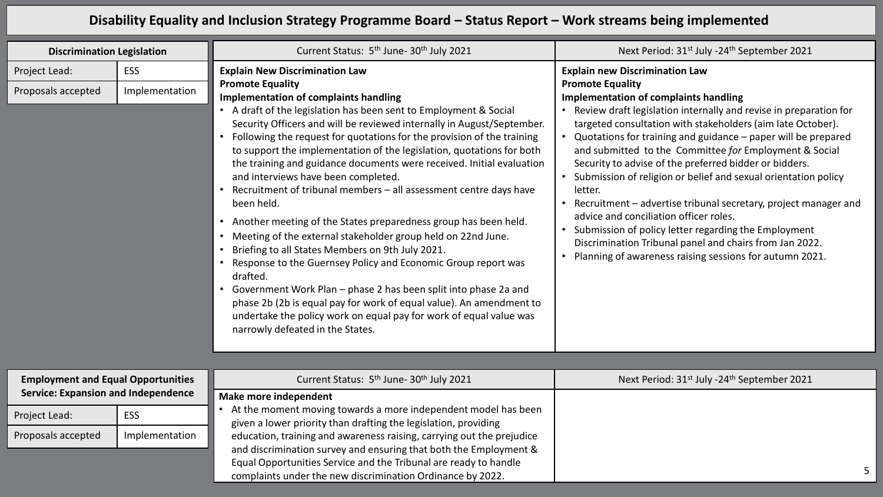# Disability Equality and Inclusion Strategy Programme Board – Status Report – Work streams being implemented

| Discrimination Legislation | |
|---|---|
| Project Lead: | ESS |
| Proposals accepted | Implementation |

| Current Status: 5th June- 30th July 2021 | Next Period: 31st July -24th September 2021 |
|---|---|
| **Explain New Discrimination Law**<br>**Promote Equality**<br>**Implementation of complaints handling**<br>• A draft of the legislation has been sent to Employment & Social Security Officers and will be reviewed internally in August/September.<br>• Following the request for quotations for the provision of the training to support the implementation of the legislation, quotations for both the training and guidance documents were received. Initial evaluation and interviews have been completed.<br>• Recruitment of tribunal members – all assessment centre days have been held.<br>• Another meeting of the States preparedness group has been held.<br>• Meeting of the external stakeholder group held on 22nd June.<br>• Briefing to all States Members on 9th July 2021.<br>• Response to the Guernsey Policy and Economic Group report was drafted.<br>• Government Work Plan – phase 2 has been split into phase 2a and phase 2b (2b is equal pay for work of equal value). An amendment to undertake the policy work on equal pay for work of equal value was narrowly defeated in the States. | **Explain new Discrimination Law**<br>**Promote Equality**<br>**Implementation of complaints handling**<br>• Review draft legislation internally and revise in preparation for targeted consultation with stakeholders (aim late October).<br>• Quotations for training and guidance – paper will be prepared and submitted to the Committee *for* Employment & Social Security to advise of the preferred bidder or bidders.<br>• Submission of religion or belief and sexual orientation policy letter.<br>• Recruitment – advertise tribunal secretary, project manager and advice and conciliation officer roles.<br>• Submission of policy letter regarding the Employment Discrimination Tribunal panel and chairs from Jan 2022.<br>• Planning of awareness raising sessions for autumn 2021. |

| Employment and Equal Opportunities Service: Expansion and Independence | |
|---|---|
| Project Lead: | ESS |
| Proposals accepted | Implementation |

| Current Status: 5th June- 30th July 2021 | Next Period: 31st July -24th September 2021 |
|---|---|
| **Make more independent**<br>• At the moment moving towards a more independent model has been given a lower priority than drafting the legislation, providing education, training and awareness raising, carrying out the prejudice and discrimination survey and ensuring that both the Employment & Equal Opportunities Service and the Tribunal are ready to handle complaints under the new discrimination Ordinance by 2022. | |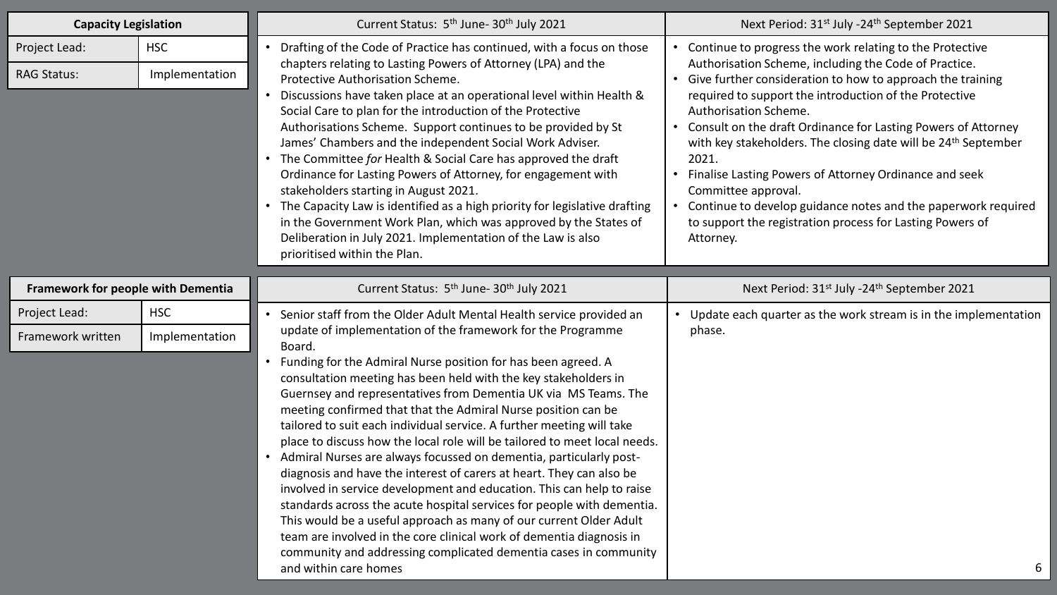## Capacity Legislation

| Capacity Legislation | |
|---|---|
| Project Lead: | HSC |
| RAG Status: | Implementation |

| Current Status: 5th June- 30th July 2021 | Next Period: 31st July -24th September 2021 |
|---|---|
| • Drafting of the Code of Practice has continued, with a focus on those chapters relating to Lasting Powers of Attorney (LPA) and the Protective Authorisation Scheme.<br>• Discussions have taken place at an operational level within Health & Social Care to plan for the introduction of the Protective Authorisations Scheme. Support continues to be provided by St James' Chambers and the independent Social Work Adviser.<br>• The Committee *for* Health & Social Care has approved the draft Ordinance for Lasting Powers of Attorney, for engagement with stakeholders starting in August 2021.<br>• The Capacity Law is identified as a high priority for legislative drafting in the Government Work Plan, which was approved by the States of Deliberation in July 2021. Implementation of the Law is also prioritised within the Plan. | • Continue to progress the work relating to the Protective Authorisation Scheme, including the Code of Practice.<br>• Give further consideration to how to approach the training required to support the introduction of the Protective Authorisation Scheme.<br>• Consult on the draft Ordinance for Lasting Powers of Attorney with key stakeholders. The closing date will be 24th September 2021.<br>• Finalise Lasting Powers of Attorney Ordinance and seek Committee approval.<br>• Continue to develop guidance notes and the paperwork required to support the registration process for Lasting Powers of Attorney. |

## Framework for people with Dementia

| Framework for people with Dementia | |
|---|---|
| Project Lead: | HSC |
| Framework written | Implementation |

| Current Status: 5th June- 30th July 2021 | Next Period: 31st July -24th September 2021 |
|---|---|
| • Senior staff from the Older Adult Mental Health service provided an update of implementation of the framework for the Programme Board.<br>• Funding for the Admiral Nurse position for has been agreed. A consultation meeting has been held with the key stakeholders in Guernsey and representatives from Dementia UK via MS Teams. The meeting confirmed that that the Admiral Nurse position can be tailored to suit each individual service. A further meeting will take place to discuss how the local role will be tailored to meet local needs.<br>• Admiral Nurses are always focussed on dementia, particularly post-diagnosis and have the interest of carers at heart. They can also be involved in service development and education. This can help to raise standards across the acute hospital services for people with dementia. This would be a useful approach as many of our current Older Adult team are involved in the core clinical work of dementia diagnosis in community and addressing complicated dementia cases in community and within care homes | • Update each quarter as the work stream is in the implementation phase. |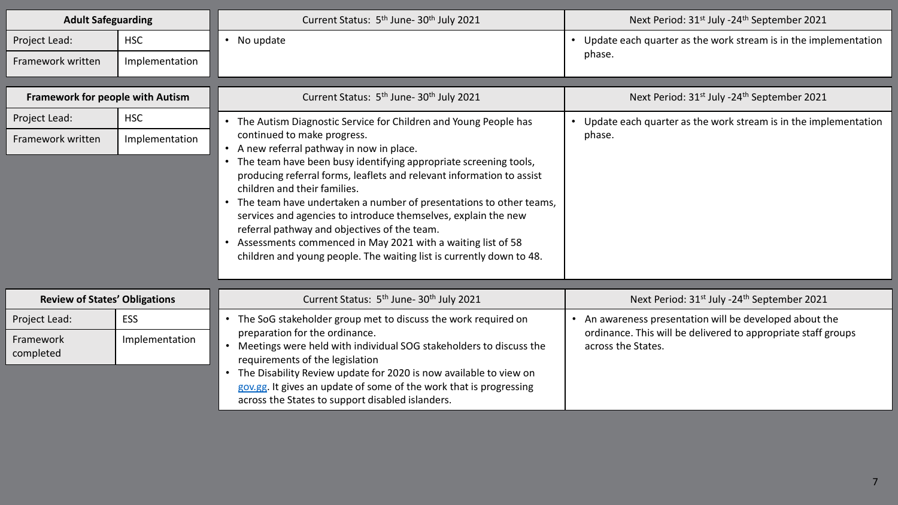| Adult Safeguarding | | Current Status: 5th June- 30th July 2021 | Next Period: 31st July -24th September 2021 |
|---|---|---|---|
| Project Lead: | HSC | • No update | • Update each quarter as the work stream is in the implementation phase. |
| Framework written | Implementation | | |

| Framework for people with Autism | | Current Status: 5th June- 30th July 2021 | Next Period: 31st July -24th September 2021 |
|---|---|---|---|
| Project Lead: | HSC | • The Autism Diagnostic Service for Children and Young People has continued to make progress.<br>• A new referral pathway in now in place.<br>• The team have been busy identifying appropriate screening tools, producing referral forms, leaflets and relevant information to assist children and their families.<br>• The team have undertaken a number of presentations to other teams, services and agencies to introduce themselves, explain the new referral pathway and objectives of the team.<br>• Assessments commenced in May 2021 with a waiting list of 58 children and young people. The waiting list is currently down to 48. | • Update each quarter as the work stream is in the implementation phase. |
| Framework written | Implementation | | |

| Review of States' Obligations | | Current Status: 5th June- 30th July 2021 | Next Period: 31st July -24th September 2021 |
|---|---|---|---|
| Project Lead: | ESS | • The SoG stakeholder group met to discuss the work required on preparation for the ordinance.<br>• Meetings were held with individual SOG stakeholders to discuss the requirements of the legislation<br>• The Disability Review update for 2020 is now available to view on gov.gg. It gives an update of some of the work that is progressing across the States to support disabled islanders. | • An awareness presentation will be developed about the ordinance. This will be delivered to appropriate staff groups across the States. |
| Framework completed | Implementation | | |